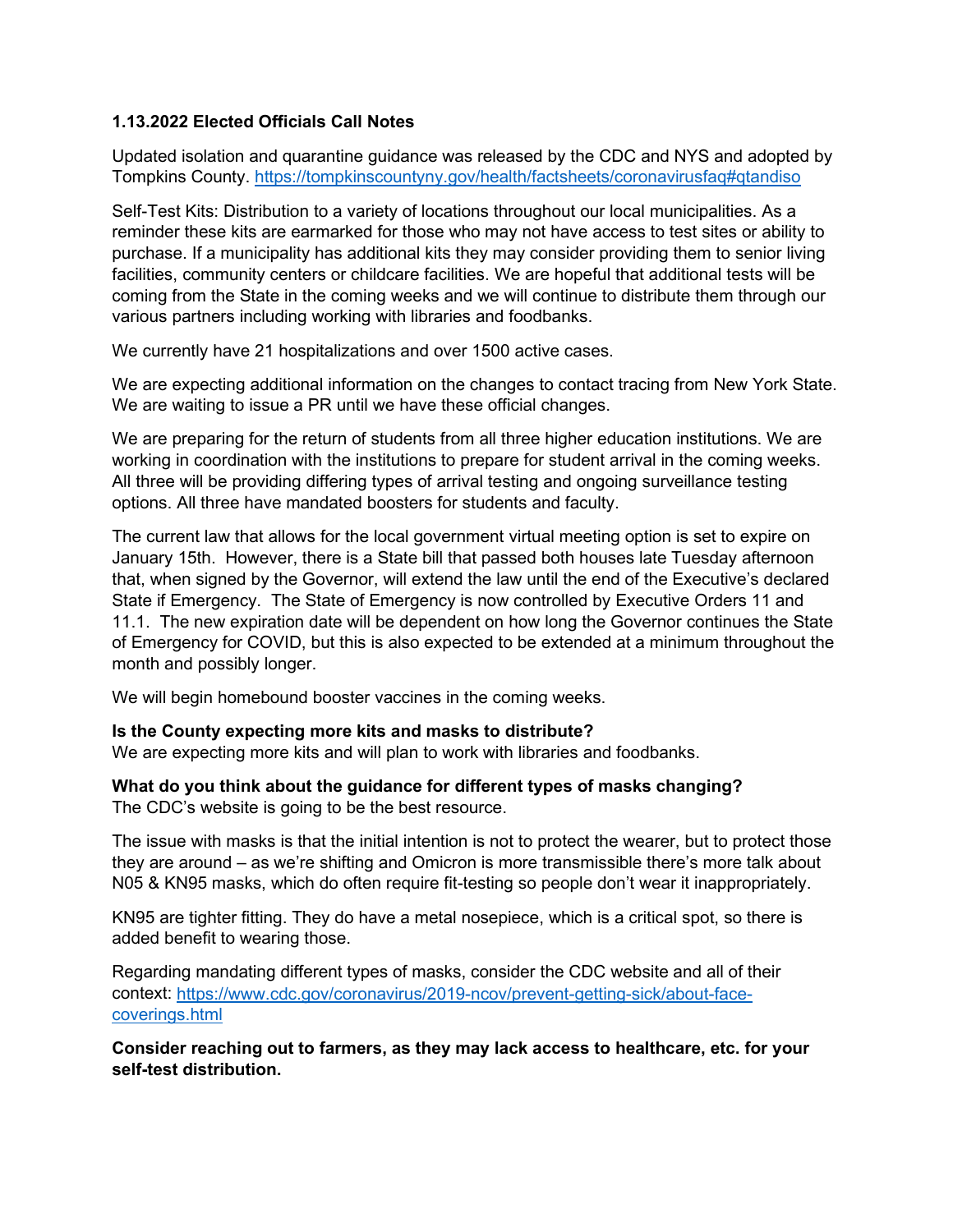**1.13.2022 Elected Officials Call Notes**

Updated isolation and quarantine guidance was released by the CDC and NYS and adopted by Tompkins County. https://tompkinscountyny.gov/health/factsheets/coronavirusfaq#qtandiso

Self-Test Kits: Distribution to a variety of locations throughout our local municipalities. As a reminder these kits are earmarked for those who may not have access to test sites or ability to purchase. If a municipality has additional kits they may consider providing them to senior living facilities, community centers or childcare facilities. We are hopeful that additional tests will be coming from the State in the coming weeks and we will continue to distribute them through our various partners including working with libraries and foodbanks.

We currently have 21 hospitalizations and over 1500 active cases.

We are expecting additional information on the changes to contact tracing from New York State. We are waiting to issue a PR until we have these official changes.

We are preparing for the return of students from all three higher education institutions. We are working in coordination with the institutions to prepare for student arrival in the coming weeks. All three will be providing differing types of arrival testing and ongoing surveillance testing options. All three have mandated boosters for students and faculty.

The current law that allows for the local government virtual meeting option is set to expire on January 15th. However, there is a State bill that passed both houses late Tuesday afternoon that, when signed by the Governor, will extend the law until the end of the Executive's declared State if Emergency. The State of Emergency is now controlled by Executive Orders 11 and 11.1. The new expiration date will be dependent on how long the Governor continues the State of Emergency for COVID, but this is also expected to be extended at a minimum throughout the month and possibly longer.

We will begin homebound booster vaccines in the coming weeks.

**Is the County expecting more kits and masks to distribute?**
We are expecting more kits and will plan to work with libraries and foodbanks.

**What do you think about the guidance for different types of masks changing?**
The CDC's website is going to be the best resource.

The issue with masks is that the initial intention is not to protect the wearer, but to protect those they are around – as we're shifting and Omicron is more transmissible there's more talk about N05 & KN95 masks, which do often require fit-testing so people don't wear it inappropriately.

KN95 are tighter fitting. They do have a metal nosepiece, which is a critical spot, so there is added benefit to wearing those.

Regarding mandating different types of masks, consider the CDC website and all of their context: https://www.cdc.gov/coronavirus/2019-ncov/prevent-getting-sick/about-face-coverings.html

**Consider reaching out to farmers, as they may lack access to healthcare, etc. for your self-test distribution.**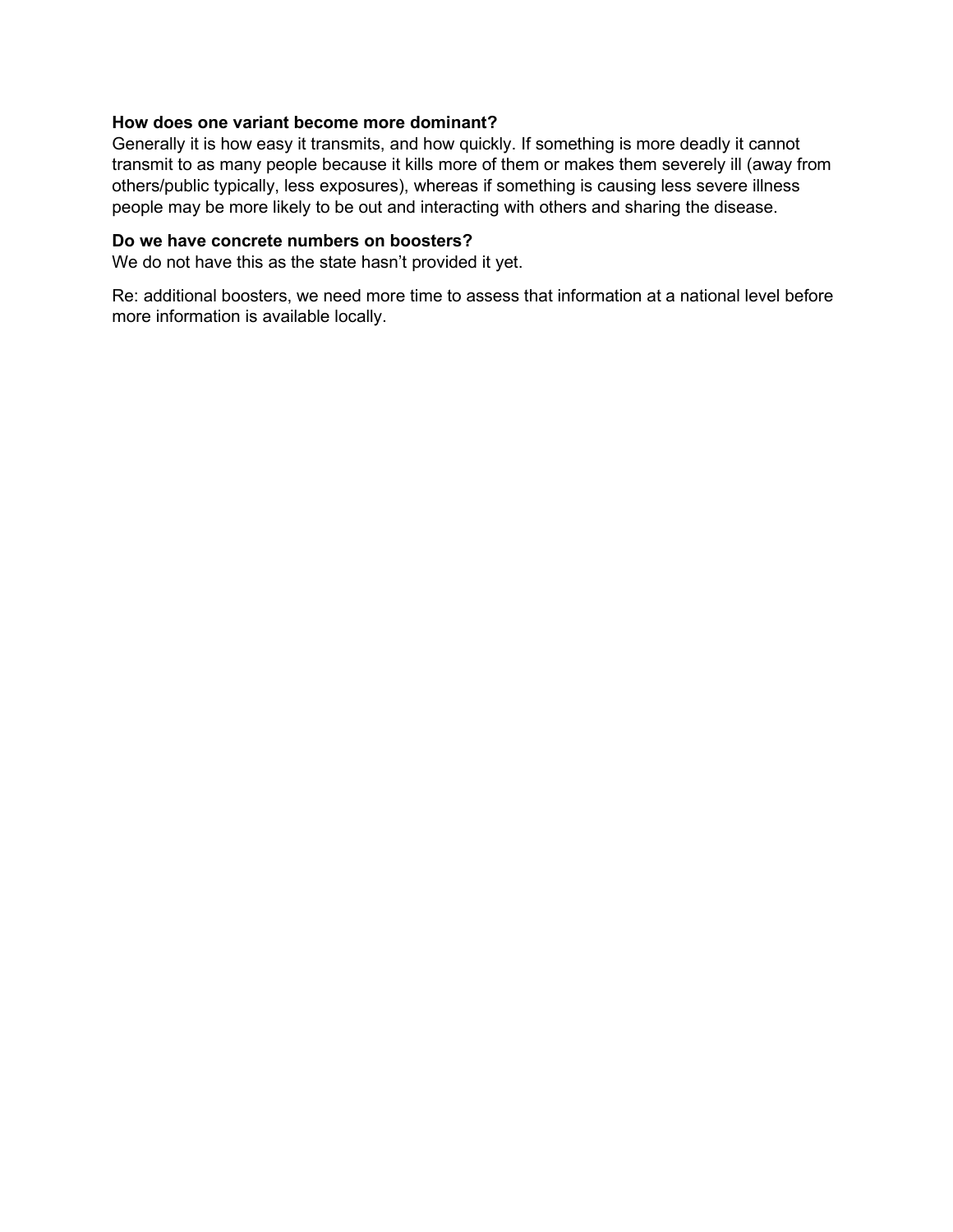**How does one variant become more dominant?**
Generally it is how easy it transmits, and how quickly. If something is more deadly it cannot transmit to as many people because it kills more of them or makes them severely ill (away from others/public typically, less exposures), whereas if something is causing less severe illness people may be more likely to be out and interacting with others and sharing the disease.

**Do we have concrete numbers on boosters?**
We do not have this as the state hasn't provided it yet.

Re: additional boosters, we need more time to assess that information at a national level before more information is available locally.